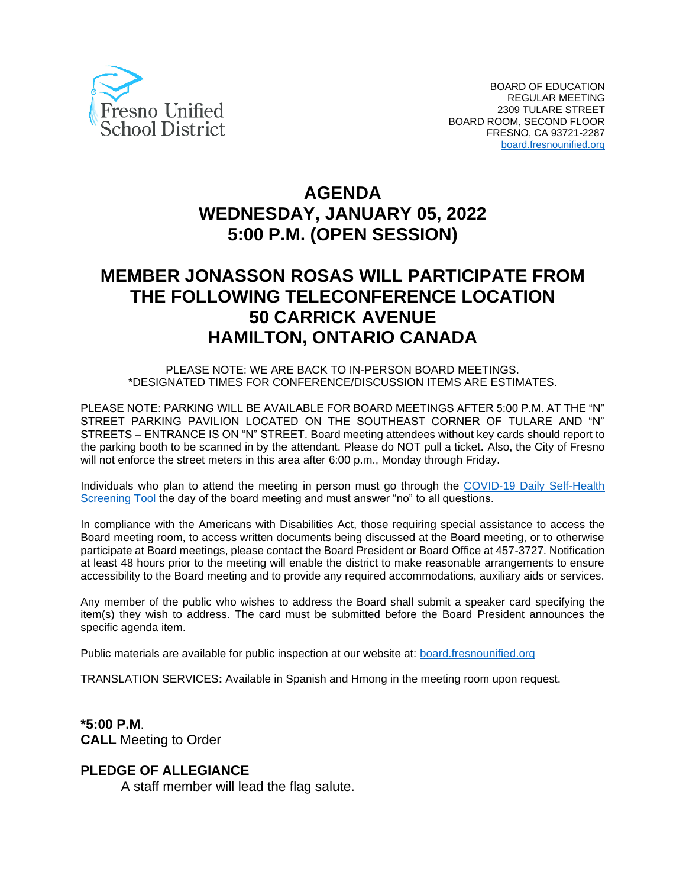Fresno Unified School District

BOARD OF EDUCATION
REGULAR MEETING
2309 TULARE STREET
BOARD ROOM, SECOND FLOOR
FRESNO, CA 93721-2287
board.fresnounified.org

# AGENDA
# WEDNESDAY, JANUARY 05, 2022
# 5:00 P.M. (OPEN SESSION)

## MEMBER JONASSON ROSAS WILL PARTICIPATE FROM THE FOLLOWING TELECONFERENCE LOCATION
## 50 CARRICK AVENUE
## HAMILTON, ONTARIO CANADA

PLEASE NOTE: WE ARE BACK TO IN-PERSON BOARD MEETINGS.
*DESIGNATED TIMES FOR CONFERENCE/DISCUSSION ITEMS ARE ESTIMATES.

PLEASE NOTE: PARKING WILL BE AVAILABLE FOR BOARD MEETINGS AFTER 5:00 P.M. AT THE "N" STREET PARKING PAVILION LOCATED ON THE SOUTHEAST CORNER OF TULARE AND "N" STREETS – ENTRANCE IS ON "N" STREET. Board meeting attendees without key cards should report to the parking booth to be scanned in by the attendant. Please do NOT pull a ticket. Also, the City of Fresno will not enforce the street meters in this area after 6:00 p.m., Monday through Friday.

Individuals who plan to attend the meeting in person must go through the COVID-19 Daily Self-Health Screening Tool the day of the board meeting and must answer "no" to all questions.

In compliance with the Americans with Disabilities Act, those requiring special assistance to access the Board meeting room, to access written documents being discussed at the Board meeting, or to otherwise participate at Board meetings, please contact the Board President or Board Office at 457-3727. Notification at least 48 hours prior to the meeting will enable the district to make reasonable arrangements to ensure accessibility to the Board meeting and to provide any required accommodations, auxiliary aids or services.

Any member of the public who wishes to address the Board shall submit a speaker card specifying the item(s) they wish to address. The card must be submitted before the Board President announces the specific agenda item.

Public materials are available for public inspection at our website at: board.fresnounified.org

TRANSLATION SERVICES**:** Available in Spanish and Hmong in the meeting room upon request.

**\*5:00 P.M**.
**CALL** Meeting to Order

**PLEDGE OF ALLEGIANCE**
A staff member will lead the flag salute.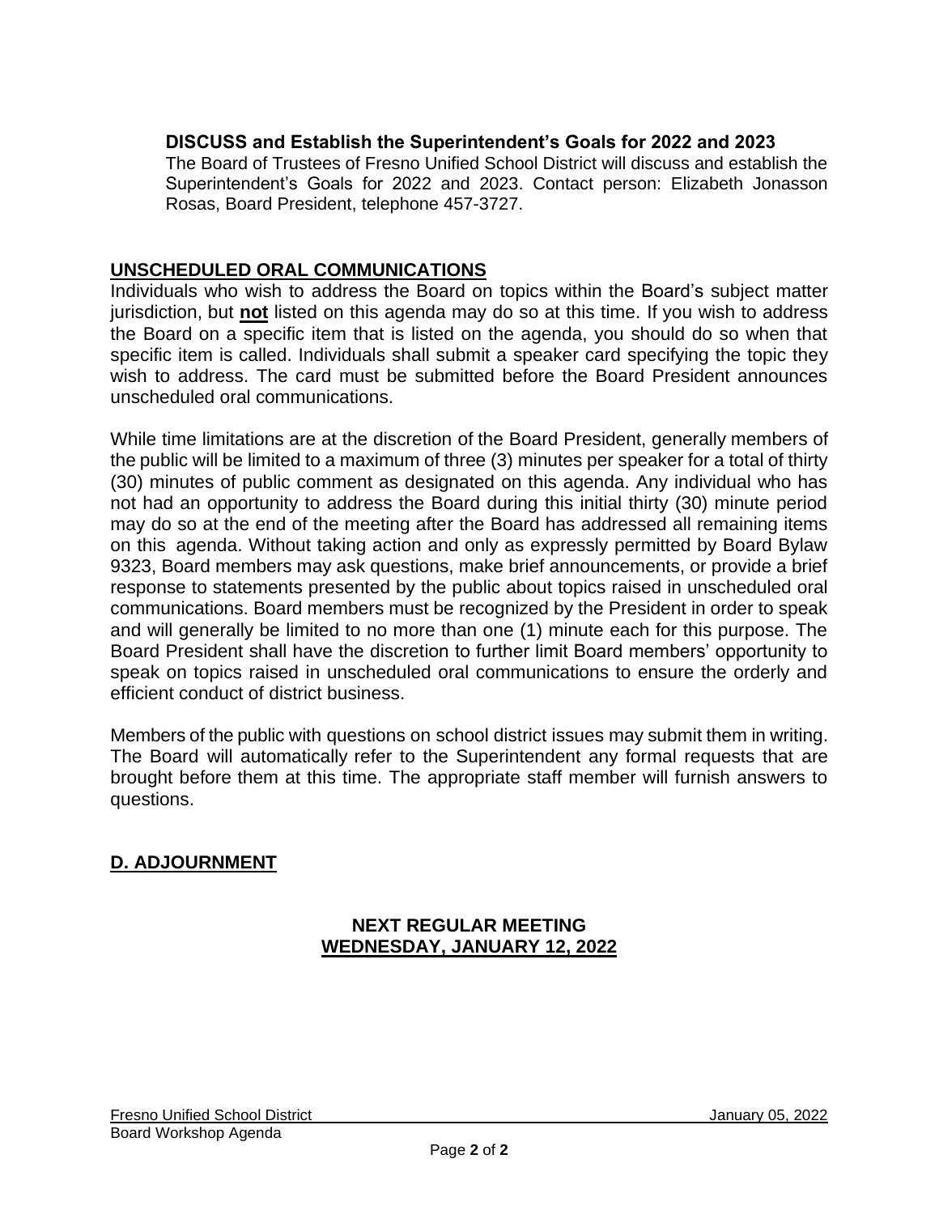**DISCUSS and Establish the Superintendent's Goals for 2022 and 2023**

The Board of Trustees of Fresno Unified School District will discuss and establish the Superintendent's Goals for 2022 and 2023. Contact person: Elizabeth Jonasson Rosas, Board President, telephone 457-3727.

## UNSCHEDULED ORAL COMMUNICATIONS

Individuals who wish to address the Board on topics within the Board's subject matter jurisdiction, but **not** listed on this agenda may do so at this time. If you wish to address the Board on a specific item that is listed on the agenda, you should do so when that specific item is called. Individuals shall submit a speaker card specifying the topic they wish to address. The card must be submitted before the Board President announces unscheduled oral communications.

While time limitations are at the discretion of the Board President, generally members of the public will be limited to a maximum of three (3) minutes per speaker for a total of thirty (30) minutes of public comment as designated on this agenda. Any individual who has not had an opportunity to address the Board during this initial thirty (30) minute period may do so at the end of the meeting after the Board has addressed all remaining items on this agenda. Without taking action and only as expressly permitted by Board Bylaw 9323, Board members may ask questions, make brief announcements, or provide a brief response to statements presented by the public about topics raised in unscheduled oral communications. Board members must be recognized by the President in order to speak and will generally be limited to no more than one (1) minute each for this purpose. The Board President shall have the discretion to further limit Board members' opportunity to speak on topics raised in unscheduled oral communications to ensure the orderly and efficient conduct of district business.

Members of the public with questions on school district issues may submit them in writing. The Board will automatically refer to the Superintendent any formal requests that are brought before them at this time. The appropriate staff member will furnish answers to questions.

## D. ADJOURNMENT

**NEXT REGULAR MEETING**
**WEDNESDAY, JANUARY 12, 2022**